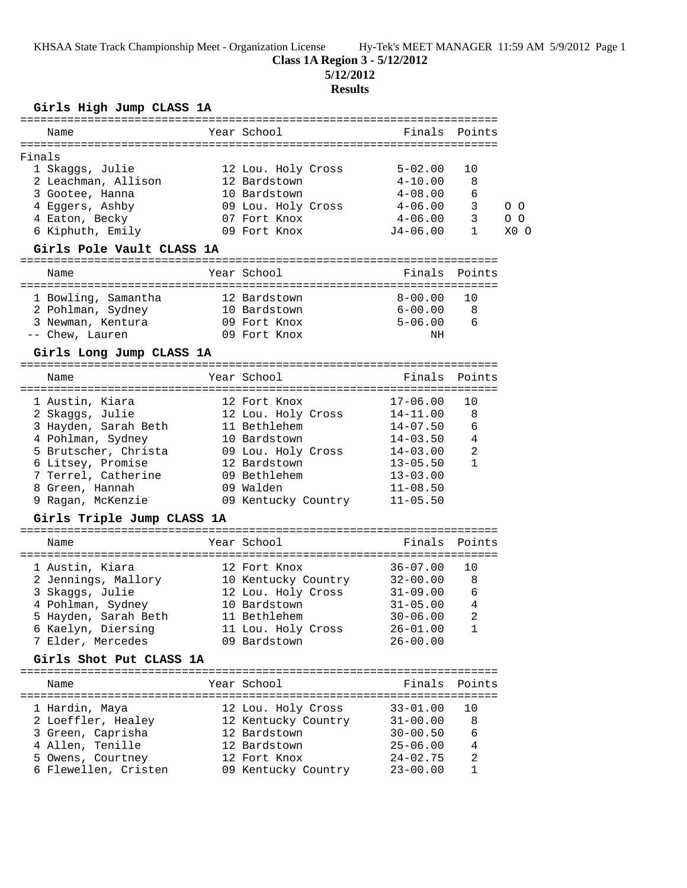KHSAA State Track Championship Meet - Organization License Hy-Tek's MEET MANAGER 11:59 AM 5/9/2012 Page 1

# Class 1A Region 3 - 5/12/2012

## 5/12/2012

## Results

### Girls High Jump CLASS 1A

Finals

| | Name | Year | School | Finals | Points | |
|---|---|---|---|---|---|---|
| 1 | Skaggs, Julie | 12 | Lou. Holy Cross | 5-02.00 | 10 | |
| 2 | Leachman, Allison | 12 | Bardstown | 4-10.00 | 8 | |
| 3 | Gootee, Hanna | 10 | Bardstown | 4-08.00 | 6 | |
| 4 | Eggers, Ashby | 09 | Lou. Holy Cross | 4-06.00 | 3 | O O |
| 4 | Eaton, Becky | 07 | Fort Knox | 4-06.00 | 3 | O O |
| 6 | Kiphuth, Emily | 09 | Fort Knox | J4-06.00 | 1 | X0 O |

### Girls Pole Vault CLASS 1A

| | Name | Year | School | Finals | Points |
|---|---|---|---|---|---|
| 1 | Bowling, Samantha | 12 | Bardstown | 8-00.00 | 10 |
| 2 | Pohlman, Sydney | 10 | Bardstown | 6-00.00 | 8 |
| 3 | Newman, Kentura | 09 | Fort Knox | 5-06.00 | 6 |
| -- | Chew, Lauren | 09 | Fort Knox | NH | |

### Girls Long Jump CLASS 1A

| | Name | Year | School | Finals | Points |
|---|---|---|---|---|---|
| 1 | Austin, Kiara | 12 | Fort Knox | 17-06.00 | 10 |
| 2 | Skaggs, Julie | 12 | Lou. Holy Cross | 14-11.00 | 8 |
| 3 | Hayden, Sarah Beth | 11 | Bethlehem | 14-07.50 | 6 |
| 4 | Pohlman, Sydney | 10 | Bardstown | 14-03.50 | 4 |
| 5 | Brutscher, Christa | 09 | Lou. Holy Cross | 14-03.00 | 2 |
| 6 | Litsey, Promise | 12 | Bardstown | 13-05.50 | 1 |
| 7 | Terrel, Catherine | 09 | Bethlehem | 13-03.00 | |
| 8 | Green, Hannah | 09 | Walden | 11-08.50 | |
| 9 | Ragan, McKenzie | 09 | Kentucky Country | 11-05.50 | |

### Girls Triple Jump CLASS 1A

| | Name | Year | School | Finals | Points |
|---|---|---|---|---|---|
| 1 | Austin, Kiara | 12 | Fort Knox | 36-07.00 | 10 |
| 2 | Jennings, Mallory | 10 | Kentucky Country | 32-00.00 | 8 |
| 3 | Skaggs, Julie | 12 | Lou. Holy Cross | 31-09.00 | 6 |
| 4 | Pohlman, Sydney | 10 | Bardstown | 31-05.00 | 4 |
| 5 | Hayden, Sarah Beth | 11 | Bethlehem | 30-06.00 | 2 |
| 6 | Kaelyn, Diersing | 11 | Lou. Holy Cross | 26-01.00 | 1 |
| 7 | Elder, Mercedes | 09 | Bardstown | 26-00.00 | |

### Girls Shot Put CLASS 1A

| | Name | Year | School | Finals | Points |
|---|---|---|---|---|---|
| 1 | Hardin, Maya | 12 | Lou. Holy Cross | 33-01.00 | 10 |
| 2 | Loeffler, Healey | 12 | Kentucky Country | 31-00.00 | 8 |
| 3 | Green, Caprisha | 12 | Bardstown | 30-00.50 | 6 |
| 4 | Allen, Tenille | 12 | Bardstown | 25-06.00 | 4 |
| 5 | Owens, Courtney | 12 | Fort Knox | 24-02.75 | 2 |
| 6 | Flewellen, Cristen | 09 | Kentucky Country | 23-00.00 | 1 |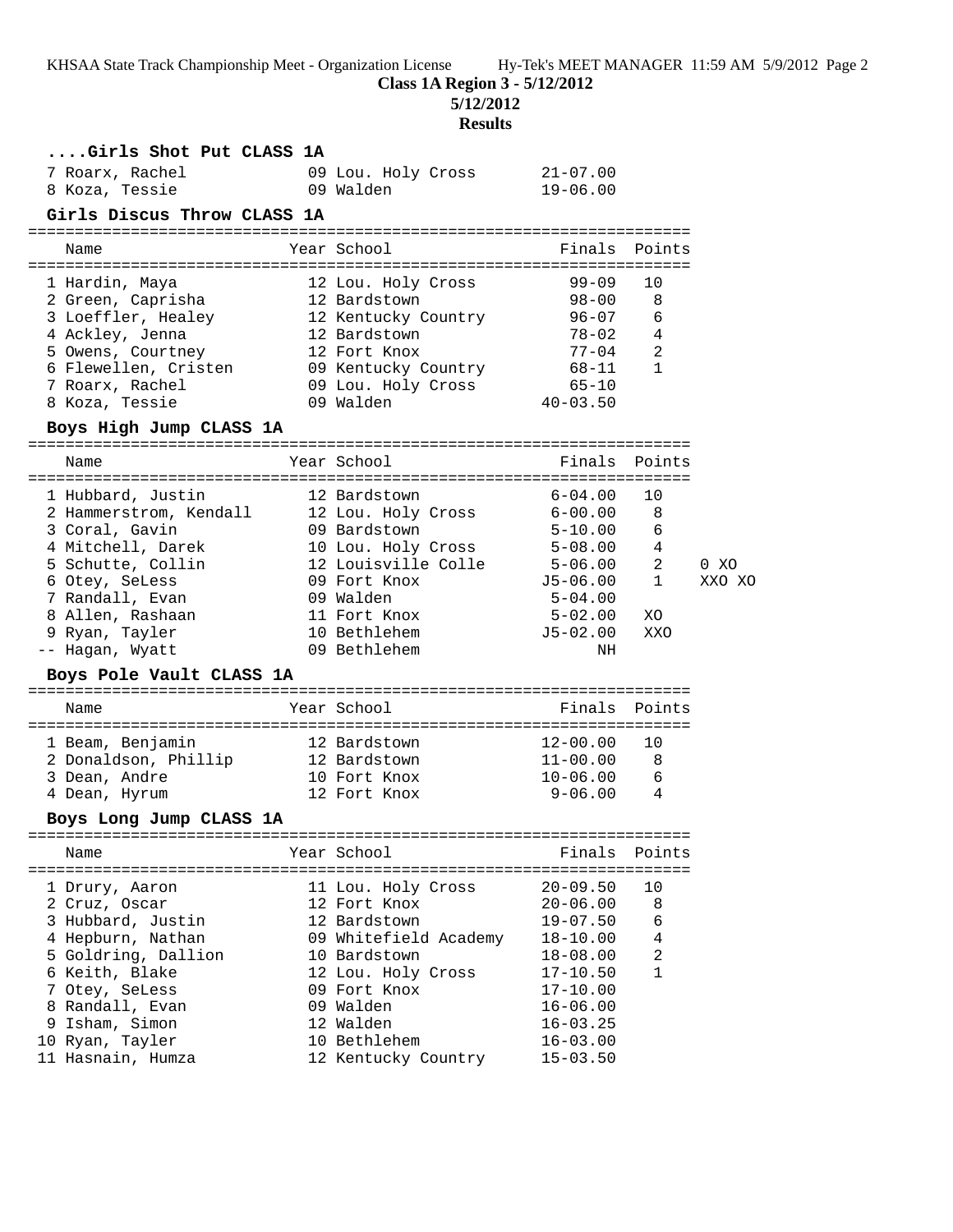**Class 1A Region 3 - 5/12/2012**

**5/12/2012**

**Results**

### ....Girls Shot Put CLASS 1A

| | | | |
|---|---|---|---|
| 7 | Roarx, Rachel | 09 Lou. Holy Cross | 21-07.00 |
| 8 | Koza, Tessie | 09 Walden | 19-06.00 |

### Girls Discus Throw CLASS 1A

| | Name | Year School | Finals | Points |
|---|---|---|---|---|
| 1 | Hardin, Maya | 12 Lou. Holy Cross | 99-09 | 10 |
| 2 | Green, Caprisha | 12 Bardstown | 98-00 | 8 |
| 3 | Loeffler, Healey | 12 Kentucky Country | 96-07 | 6 |
| 4 | Ackley, Jenna | 12 Bardstown | 78-02 | 4 |
| 5 | Owens, Courtney | 12 Fort Knox | 77-04 | 2 |
| 6 | Flewellen, Cristen | 09 Kentucky Country | 68-11 | 1 |
| 7 | Roarx, Rachel | 09 Lou. Holy Cross | 65-10 | |
| 8 | Koza, Tessie | 09 Walden | 40-03.50 | |

### Boys High Jump CLASS 1A

| | Name | Year School | Finals | Points | |
|---|---|---|---|---|---|
| 1 | Hubbard, Justin | 12 Bardstown | 6-04.00 | 10 | |
| 2 | Hammerstrom, Kendall | 12 Lou. Holy Cross | 6-00.00 | 8 | |
| 3 | Coral, Gavin | 09 Bardstown | 5-10.00 | 6 | |
| 4 | Mitchell, Darek | 10 Lou. Holy Cross | 5-08.00 | 4 | |
| 5 | Schutte, Collin | 12 Louisville Colle | 5-06.00 | 2 | 0 XO |
| 6 | Otey, SeLess | 09 Fort Knox | J5-06.00 | 1 | XXO XO |
| 7 | Randall, Evan | 09 Walden | 5-04.00 | | |
| 8 | Allen, Rashaan | 11 Fort Knox | 5-02.00 | XO | |
| 9 | Ryan, Tayler | 10 Bethlehem | J5-02.00 | XXO | |
| -- | Hagan, Wyatt | 09 Bethlehem | NH | | |

### Boys Pole Vault CLASS 1A

| | Name | Year School | Finals | Points |
|---|---|---|---|---|
| 1 | Beam, Benjamin | 12 Bardstown | 12-00.00 | 10 |
| 2 | Donaldson, Phillip | 12 Bardstown | 11-00.00 | 8 |
| 3 | Dean, Andre | 10 Fort Knox | 10-06.00 | 6 |
| 4 | Dean, Hyrum | 12 Fort Knox | 9-06.00 | 4 |

### Boys Long Jump CLASS 1A

| | Name | Year School | Finals | Points |
|---|---|---|---|---|
| 1 | Drury, Aaron | 11 Lou. Holy Cross | 20-09.50 | 10 |
| 2 | Cruz, Oscar | 12 Fort Knox | 20-06.00 | 8 |
| 3 | Hubbard, Justin | 12 Bardstown | 19-07.50 | 6 |
| 4 | Hepburn, Nathan | 09 Whitefield Academy | 18-10.00 | 4 |
| 5 | Goldring, Dallion | 10 Bardstown | 18-08.00 | 2 |
| 6 | Keith, Blake | 12 Lou. Holy Cross | 17-10.50 | 1 |
| 7 | Otey, SeLess | 09 Fort Knox | 17-10.00 | |
| 8 | Randall, Evan | 09 Walden | 16-06.00 | |
| 9 | Isham, Simon | 12 Walden | 16-03.25 | |
| 10 | Ryan, Tayler | 10 Bethlehem | 16-03.00 | |
| 11 | Hasnain, Humza | 12 Kentucky Country | 15-03.50 | |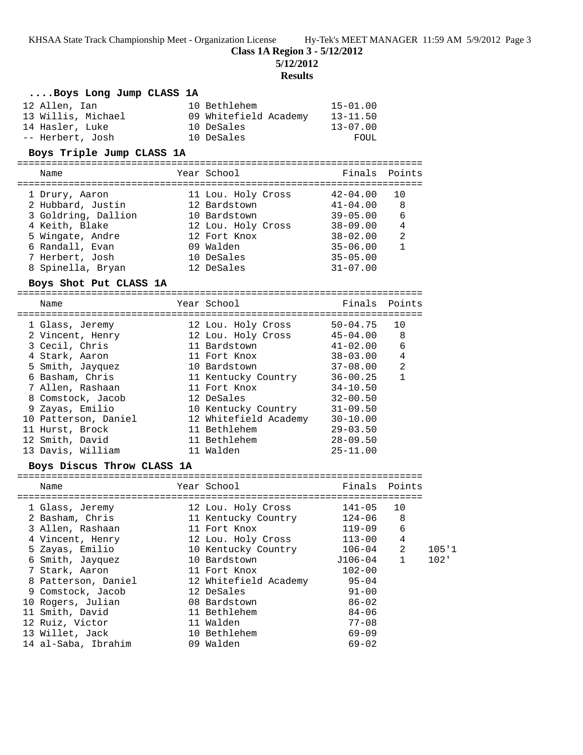## ....Boys Long Jump CLASS 1A

| | | | | |
|---|---|---|---|---|
| 12 | Allen, Ian | 10 | Bethlehem | 15-01.00 |
| 13 | Willis, Michael | 09 | Whitefield Academy | 13-11.50 |
| 14 | Hasler, Luke | 10 | DeSales | 13-07.00 |
| -- | Herbert, Josh | 10 | DeSales | FOUL |

## Boys Triple Jump CLASS 1A

| | Name | Year | School | Finals | Points |
|---|---|---|---|---|---|
| 1 | Drury, Aaron | 11 | Lou. Holy Cross | 42-04.00 | 10 |
| 2 | Hubbard, Justin | 12 | Bardstown | 41-04.00 | 8 |
| 3 | Goldring, Dallion | 10 | Bardstown | 39-05.00 | 6 |
| 4 | Keith, Blake | 12 | Lou. Holy Cross | 38-09.00 | 4 |
| 5 | Wingate, Andre | 12 | Fort Knox | 38-02.00 | 2 |
| 6 | Randall, Evan | 09 | Walden | 35-06.00 | 1 |
| 7 | Herbert, Josh | 10 | DeSales | 35-05.00 | |
| 8 | Spinella, Bryan | 12 | DeSales | 31-07.00 | |

## Boys Shot Put CLASS 1A

| | Name | Year | School | Finals | Points |
|---|---|---|---|---|---|
| 1 | Glass, Jeremy | 12 | Lou. Holy Cross | 50-04.75 | 10 |
| 2 | Vincent, Henry | 12 | Lou. Holy Cross | 45-04.00 | 8 |
| 3 | Cecil, Chris | 11 | Bardstown | 41-02.00 | 6 |
| 4 | Stark, Aaron | 11 | Fort Knox | 38-03.00 | 4 |
| 5 | Smith, Jayquez | 10 | Bardstown | 37-08.00 | 2 |
| 6 | Basham, Chris | 11 | Kentucky Country | 36-00.25 | 1 |
| 7 | Allen, Rashaan | 11 | Fort Knox | 34-10.50 | |
| 8 | Comstock, Jacob | 12 | DeSales | 32-00.50 | |
| 9 | Zayas, Emilio | 10 | Kentucky Country | 31-09.50 | |
| 10 | Patterson, Daniel | 12 | Whitefield Academy | 30-10.00 | |
| 11 | Hurst, Brock | 11 | Bethlehem | 29-03.50 | |
| 12 | Smith, David | 11 | Bethlehem | 28-09.50 | |
| 13 | Davis, William | 11 | Walden | 25-11.00 | |

## Boys Discus Throw CLASS 1A

| | Name | Year | School | Finals | Points | |
|---|---|---|---|---|---|---|
| 1 | Glass, Jeremy | 12 | Lou. Holy Cross | 141-05 | 10 | |
| 2 | Basham, Chris | 11 | Kentucky Country | 124-06 | 8 | |
| 3 | Allen, Rashaan | 11 | Fort Knox | 119-09 | 6 | |
| 4 | Vincent, Henry | 12 | Lou. Holy Cross | 113-00 | 4 | |
| 5 | Zayas, Emilio | 10 | Kentucky Country | 106-04 | 2 | 105'1 |
| 6 | Smith, Jayquez | 10 | Bardstown | J106-04 | 1 | 102' |
| 7 | Stark, Aaron | 11 | Fort Knox | 102-00 | | |
| 8 | Patterson, Daniel | 12 | Whitefield Academy | 95-04 | | |
| 9 | Comstock, Jacob | 12 | DeSales | 91-00 | | |
| 10 | Rogers, Julian | 08 | Bardstown | 86-02 | | |
| 11 | Smith, David | 11 | Bethlehem | 84-06 | | |
| 12 | Ruiz, Victor | 11 | Walden | 77-08 | | |
| 13 | Willet, Jack | 10 | Bethlehem | 69-09 | | |
| 14 | al-Saba, Ibrahim | 09 | Walden | 69-02 | | |